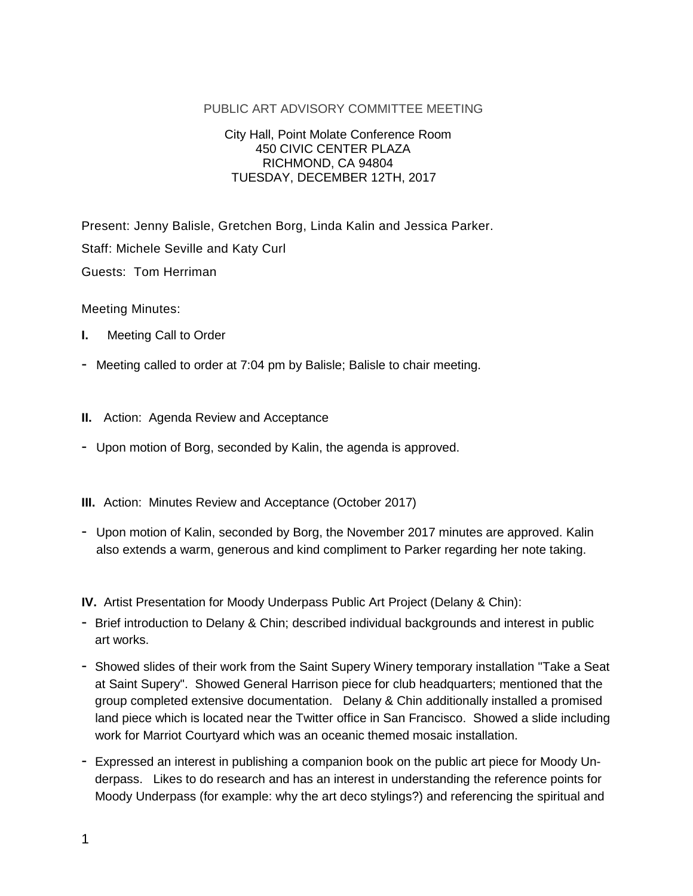PUBLIC ART ADVISORY COMMITTEE MEETING

City Hall, Point Molate Conference Room
450 CIVIC CENTER PLAZA
RICHMOND, CA 94804
TUESDAY, DECEMBER 12TH, 2017

Present: Jenny Balisle, Gretchen Borg, Linda Kalin and Jessica Parker.

Staff: Michele Seville and Katy Curl

Guests: Tom Herriman

Meeting Minutes:

**I.** Meeting Call to Order

- Meeting called to order at 7:04 pm by Balisle; Balisle to chair meeting.

**II.** Action: Agenda Review and Acceptance

- Upon motion of Borg, seconded by Kalin, the agenda is approved.

**III.** Action: Minutes Review and Acceptance (October 2017)

- Upon motion of Kalin, seconded by Borg, the November 2017 minutes are approved. Kalin also extends a warm, generous and kind compliment to Parker regarding her note taking.

**IV.** Artist Presentation for Moody Underpass Public Art Project (Delany & Chin):

- Brief introduction to Delany & Chin; described individual backgrounds and interest in public art works.
- Showed slides of their work from the Saint Supery Winery temporary installation "Take a Seat at Saint Supery". Showed General Harrison piece for club headquarters; mentioned that the group completed extensive documentation. Delany & Chin additionally installed a promised land piece which is located near the Twitter office in San Francisco. Showed a slide including work for Marriot Courtyard which was an oceanic themed mosaic installation.
- Expressed an interest in publishing a companion book on the public art piece for Moody Underpass. Likes to do research and has an interest in understanding the reference points for Moody Underpass (for example: why the art deco stylings?) and referencing the spiritual and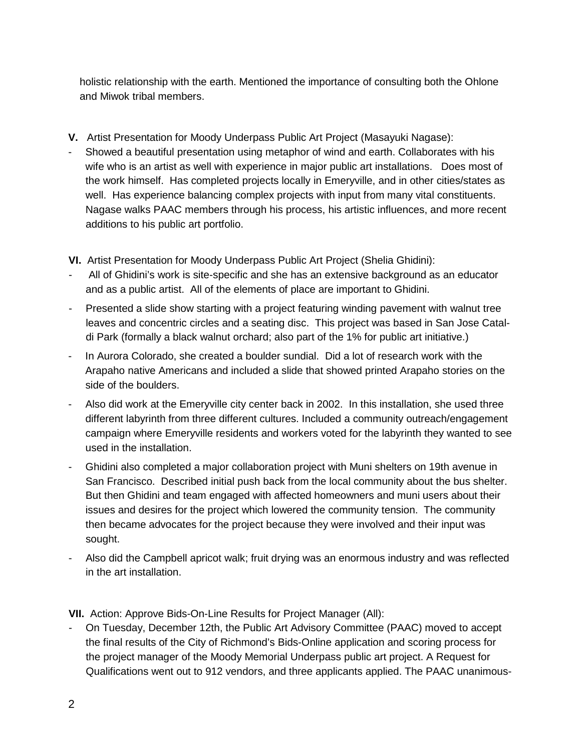holistic relationship with the earth. Mentioned the importance of consulting both the Ohlone and Miwok tribal members.

**V.** Artist Presentation for Moody Underpass Public Art Project (Masayuki Nagase):

- Showed a beautiful presentation using metaphor of wind and earth. Collaborates with his wife who is an artist as well with experience in major public art installations. Does most of the work himself. Has completed projects locally in Emeryville, and in other cities/states as well. Has experience balancing complex projects with input from many vital constituents. Nagase walks PAAC members through his process, his artistic influences, and more recent additions to his public art portfolio.

**VI.** Artist Presentation for Moody Underpass Public Art Project (Shelia Ghidini):

- All of Ghidini's work is site-specific and she has an extensive background as an educator and as a public artist. All of the elements of place are important to Ghidini.
- Presented a slide show starting with a project featuring winding pavement with walnut tree leaves and concentric circles and a seating disc. This project was based in San Jose Cataldi Park (formally a black walnut orchard; also part of the 1% for public art initiative.)
- In Aurora Colorado, she created a boulder sundial. Did a lot of research work with the Arapaho native Americans and included a slide that showed printed Arapaho stories on the side of the boulders.
- Also did work at the Emeryville city center back in 2002. In this installation, she used three different labyrinth from three different cultures. Included a community outreach/engagement campaign where Emeryville residents and workers voted for the labyrinth they wanted to see used in the installation.
- Ghidini also completed a major collaboration project with Muni shelters on 19th avenue in San Francisco. Described initial push back from the local community about the bus shelter. But then Ghidini and team engaged with affected homeowners and muni users about their issues and desires for the project which lowered the community tension. The community then became advocates for the project because they were involved and their input was sought.
- Also did the Campbell apricot walk; fruit drying was an enormous industry and was reflected in the art installation.

**VII.** Action: Approve Bids-On-Line Results for Project Manager (All):

- On Tuesday, December 12th, the Public Art Advisory Committee (PAAC) moved to accept the final results of the City of Richmond's Bids-Online application and scoring process for the project manager of the Moody Memorial Underpass public art project. A Request for Qualifications went out to 912 vendors, and three applicants applied. The PAAC unanimous-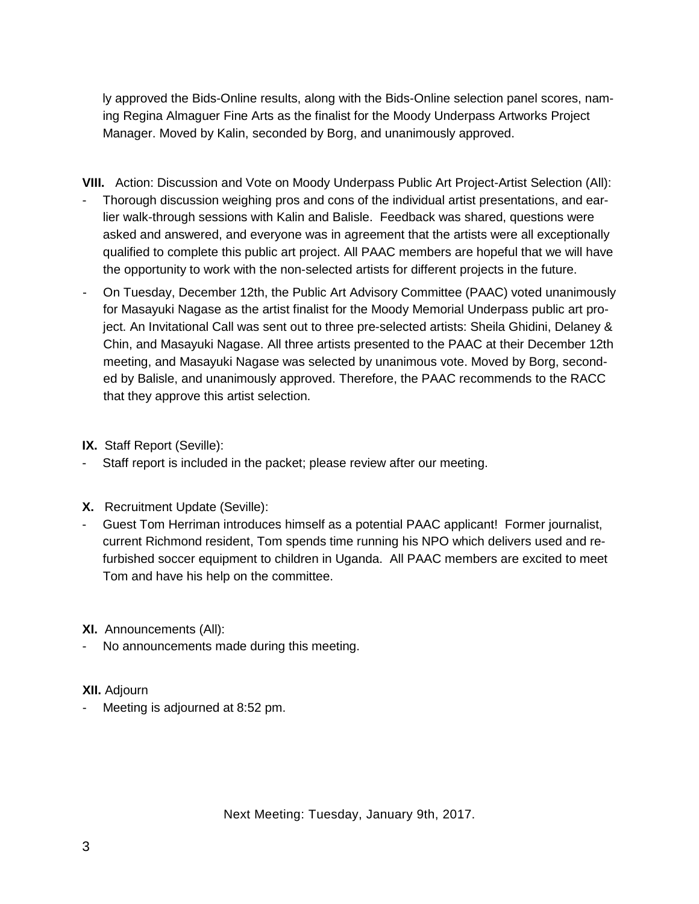ly approved the Bids-Online results, along with the Bids-Online selection panel scores, naming Regina Almaguer Fine Arts as the finalist for the Moody Underpass Artworks Project Manager. Moved by Kalin, seconded by Borg, and unanimously approved.

**VIII.** Action: Discussion and Vote on Moody Underpass Public Art Project-Artist Selection (All):

- Thorough discussion weighing pros and cons of the individual artist presentations, and earlier walk-through sessions with Kalin and Balisle. Feedback was shared, questions were asked and answered, and everyone was in agreement that the artists were all exceptionally qualified to complete this public art project. All PAAC members are hopeful that we will have the opportunity to work with the non-selected artists for different projects in the future.
- On Tuesday, December 12th, the Public Art Advisory Committee (PAAC) voted unanimously for Masayuki Nagase as the artist finalist for the Moody Memorial Underpass public art project. An Invitational Call was sent out to three pre-selected artists: Sheila Ghidini, Delaney & Chin, and Masayuki Nagase. All three artists presented to the PAAC at their December 12th meeting, and Masayuki Nagase was selected by unanimous vote. Moved by Borg, seconded by Balisle, and unanimously approved. Therefore, the PAAC recommends to the RACC that they approve this artist selection.

**IX.** Staff Report (Seville):

- Staff report is included in the packet; please review after our meeting.

**X.** Recruitment Update (Seville):

- Guest Tom Herriman introduces himself as a potential PAAC applicant! Former journalist, current Richmond resident, Tom spends time running his NPO which delivers used and refurbished soccer equipment to children in Uganda. All PAAC members are excited to meet Tom and have his help on the committee.

**XI.** Announcements (All):

- No announcements made during this meeting.

**XII.** Adjourn

- Meeting is adjourned at 8:52 pm.

Next Meeting: Tuesday, January 9th, 2017.